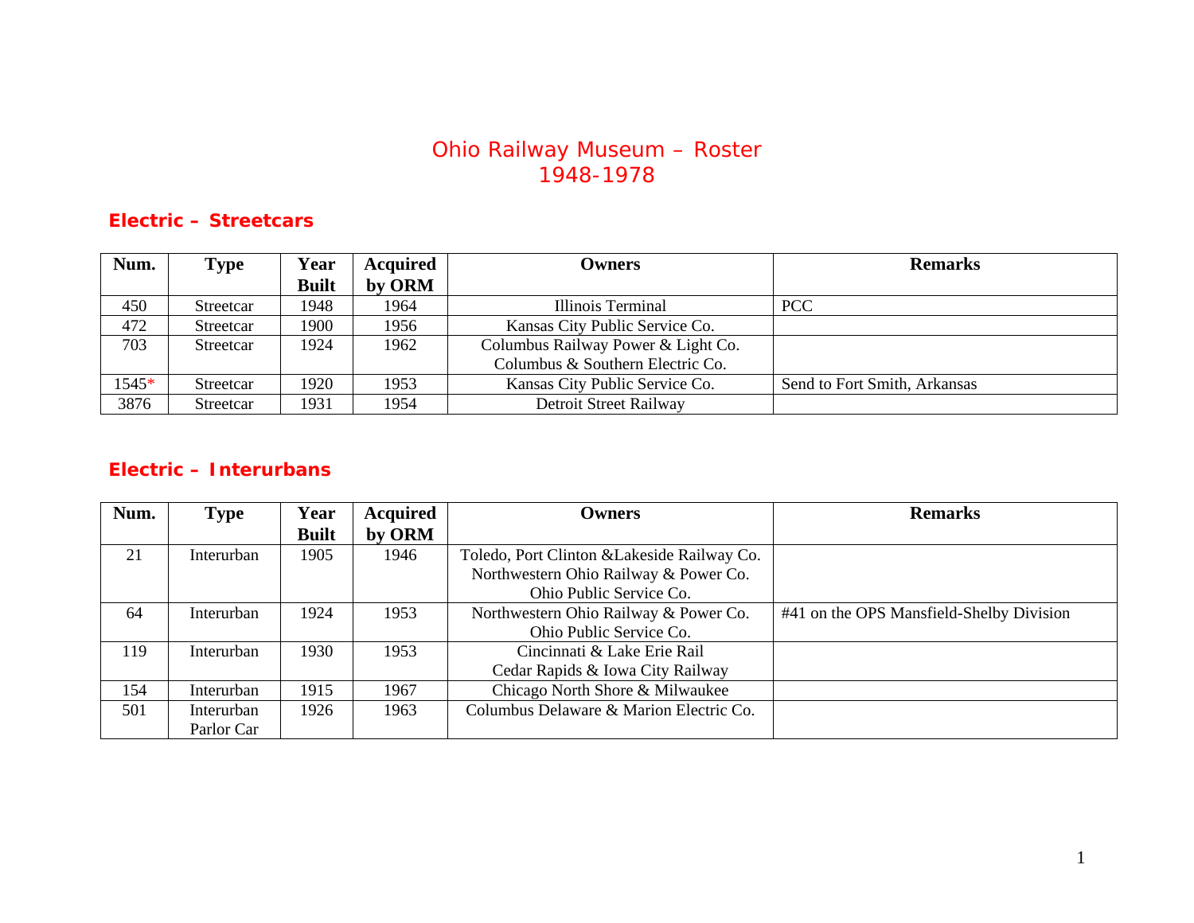# Ohio Railway Museum – Roster
# 1948-1978

## Electric – Streetcars

| Num. | Type | Year Built | Acquired by ORM | Owners | Remarks |
| --- | --- | --- | --- | --- | --- |
| 450 | Streetcar | 1948 | 1964 | Illinois Terminal | PCC |
| 472 | Streetcar | 1900 | 1956 | Kansas City Public Service Co. | |
| 703 | Streetcar | 1924 | 1962 | Columbus Railway Power & Light Co.<br>Columbus & Southern Electric Co. | |
| 1545* | Streetcar | 1920 | 1953 | Kansas City Public Service Co. | Send to Fort Smith, Arkansas |
| 3876 | Streetcar | 1931 | 1954 | Detroit Street Railway | |

## Electric – Interurbans

| Num. | Type | Year Built | Acquired by ORM | Owners | Remarks |
| --- | --- | --- | --- | --- | --- |
| 21 | Interurban | 1905 | 1946 | Toledo, Port Clinton &Lakeside Railway Co.<br>Northwestern Ohio Railway & Power Co.<br>Ohio Public Service Co. | |
| 64 | Interurban | 1924 | 1953 | Northwestern Ohio Railway & Power Co.<br>Ohio Public Service Co. | #41 on the OPS Mansfield-Shelby Division |
| 119 | Interurban | 1930 | 1953 | Cincinnati & Lake Erie Rail<br>Cedar Rapids & Iowa City Railway | |
| 154 | Interurban | 1915 | 1967 | Chicago North Shore & Milwaukee | |
| 501 | Interurban Parlor Car | 1926 | 1963 | Columbus Delaware & Marion Electric Co. | |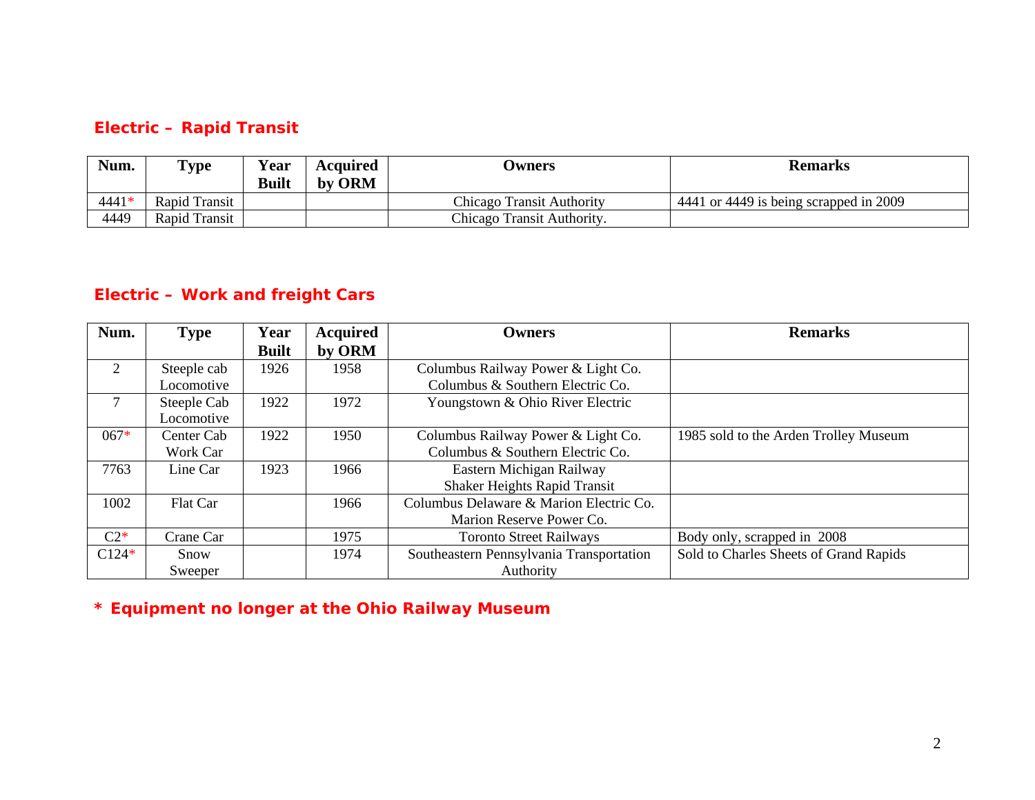## Electric – Rapid Transit

| Num. | Type | Year Built | Acquired by ORM | Owners | Remarks |
|---|---|---|---|---|---|
| 4441* | Rapid Transit | | | Chicago Transit Authority | 4441 or 4449 is being scrapped in 2009 |
| 4449 | Rapid Transit | | | Chicago Transit Authority. | |

## Electric – Work and freight Cars

| Num. | Type | Year Built | Acquired by ORM | Owners | Remarks |
|---|---|---|---|---|---|
| 2 | Steeple cab Locomotive | 1926 | 1958 | Columbus Railway Power & Light Co. Columbus & Southern Electric Co. | |
| 7 | Steeple Cab Locomotive | 1922 | 1972 | Youngstown & Ohio River Electric | |
| 067* | Center Cab Work Car | 1922 | 1950 | Columbus Railway Power & Light Co. Columbus & Southern Electric Co. | 1985 sold to the Arden Trolley Museum |
| 7763 | Line Car | 1923 | 1966 | Eastern Michigan Railway Shaker Heights Rapid Transit | |
| 1002 | Flat Car | | 1966 | Columbus Delaware & Marion Electric Co. Marion Reserve Power Co. | |
| C2* | Crane Car | | 1975 | Toronto Street Railways | Body only, scrapped in 2008 |
| C124* | Snow Sweeper | | 1974 | Southeastern Pennsylvania Transportation Authority | Sold to Charles Sheets of Grand Rapids |

**\* Equipment no longer at the Ohio Railway Museum**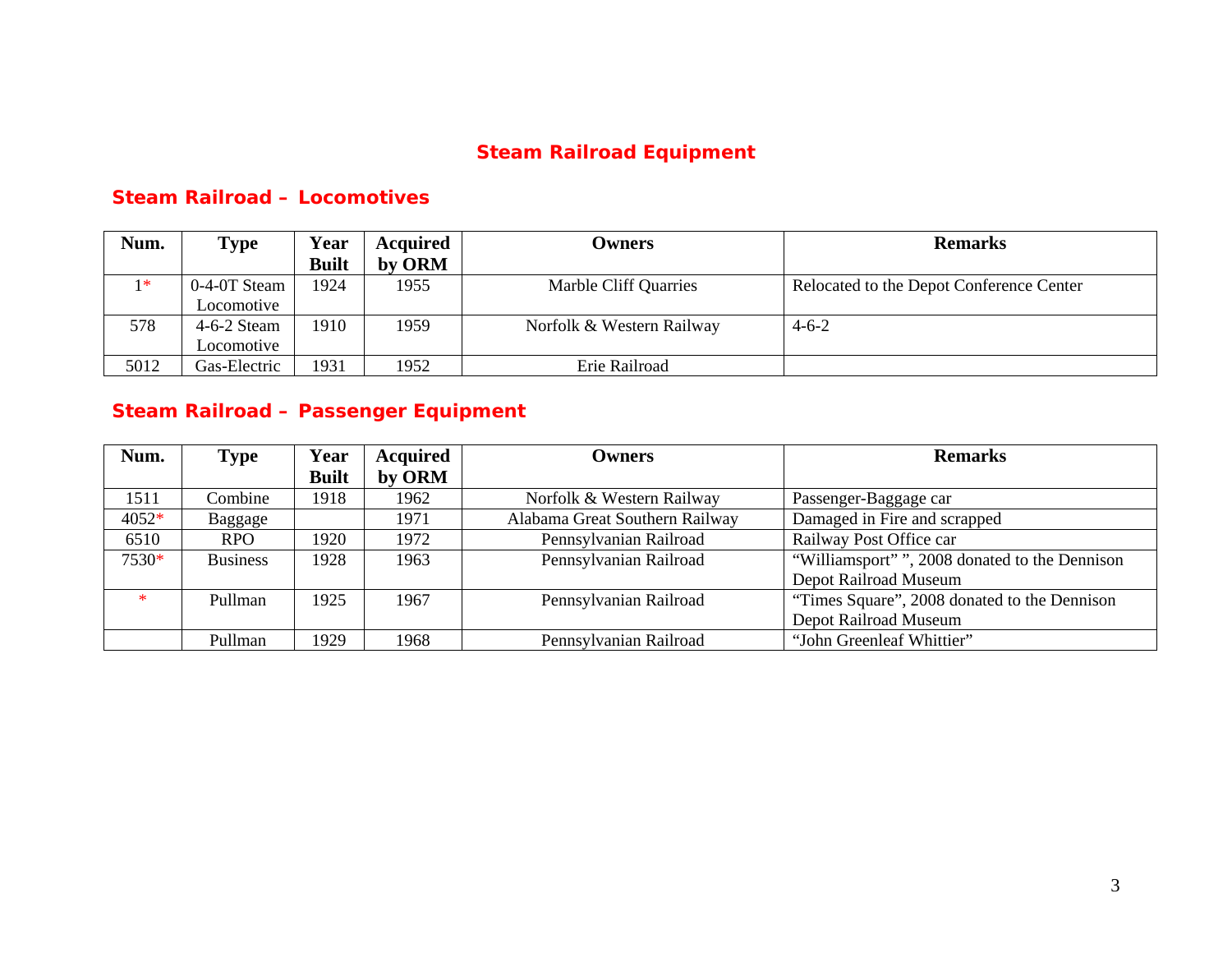# Steam Railroad Equipment

## Steam Railroad – Locomotives

| Num. | Type | Year Built | Acquired by ORM | Owners | Remarks |
|---|---|---|---|---|---|
| 1* | 0-4-0T Steam Locomotive | 1924 | 1955 | Marble Cliff Quarries | Relocated to the Depot Conference Center |
| 578 | 4-6-2 Steam Locomotive | 1910 | 1959 | Norfolk & Western Railway | 4-6-2 |
| 5012 | Gas-Electric | 1931 | 1952 | Erie Railroad | |

## Steam Railroad – Passenger Equipment

| Num. | Type | Year Built | Acquired by ORM | Owners | Remarks |
|---|---|---|---|---|---|
| 1511 | Combine | 1918 | 1962 | Norfolk & Western Railway | Passenger-Baggage car |
| 4052* | Baggage | | 1971 | Alabama Great Southern Railway | Damaged in Fire and scrapped |
| 6510 | RPO | 1920 | 1972 | Pennsylvanian Railroad | Railway Post Office car |
| 7530* | Business | 1928 | 1963 | Pennsylvanian Railroad | "Williamsport" ", 2008 donated to the Dennison Depot Railroad Museum |
| * | Pullman | 1925 | 1967 | Pennsylvanian Railroad | "Times Square", 2008 donated to the Dennison Depot Railroad Museum |
| | Pullman | 1929 | 1968 | Pennsylvanian Railroad | "John Greenleaf Whittier" |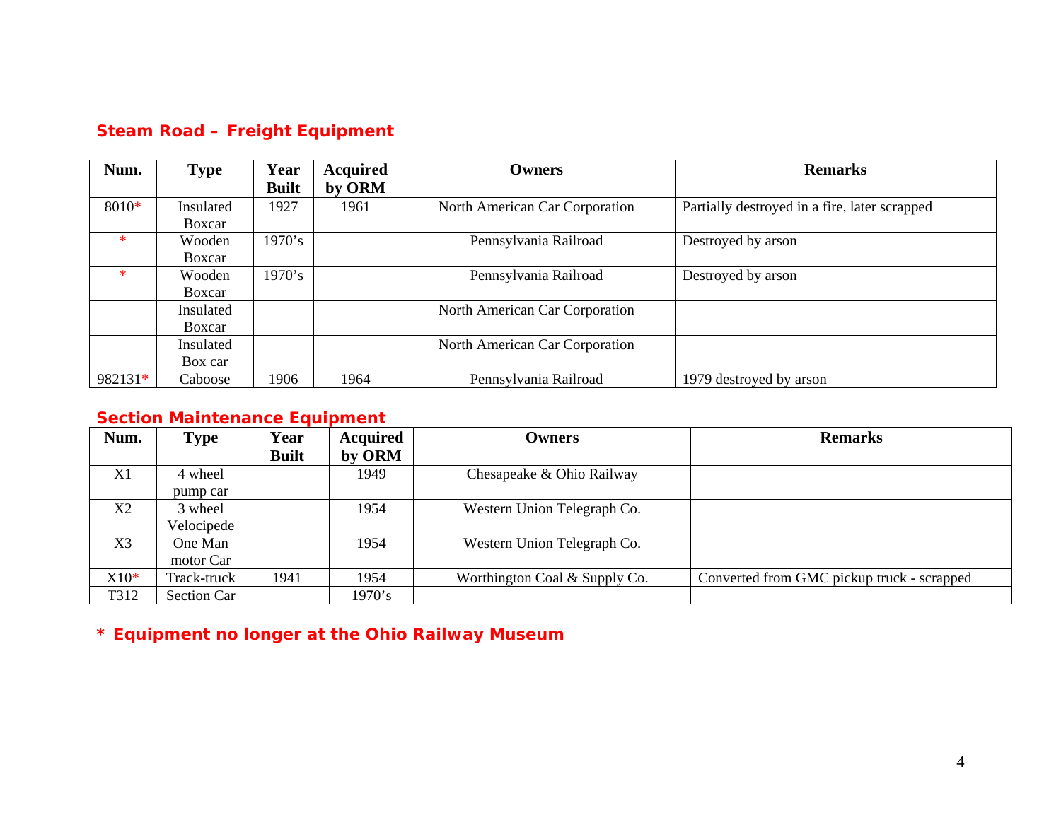## Steam Road – Freight Equipment

| Num. | Type | Year Built | Acquired by ORM | Owners | Remarks |
|---|---|---|---|---|---|
| 8010* | Insulated Boxcar | 1927 | 1961 | North American Car Corporation | Partially destroyed in a fire, later scrapped |
| * | Wooden Boxcar | 1970's | | Pennsylvania Railroad | Destroyed by arson |
| * | Wooden Boxcar | 1970's | | Pennsylvania Railroad | Destroyed by arson |
| | Insulated Boxcar | | | North American Car Corporation | |
| | Insulated Box car | | | North American Car Corporation | |
| 982131* | Caboose | 1906 | 1964 | Pennsylvania Railroad | 1979 destroyed by arson |

## Section Maintenance Equipment

| Num. | Type | Year Built | Acquired by ORM | Owners | Remarks |
|---|---|---|---|---|---|
| X1 | 4 wheel pump car | | 1949 | Chesapeake & Ohio Railway | |
| X2 | 3 wheel Velocipede | | 1954 | Western Union Telegraph Co. | |
| X3 | One Man motor Car | | 1954 | Western Union Telegraph Co. | |
| X10* | Track-truck | 1941 | 1954 | Worthington Coal & Supply Co. | Converted from GMC pickup truck - scrapped |
| T312 | Section Car | | 1970's | | |

**\* Equipment no longer at the Ohio Railway Museum**